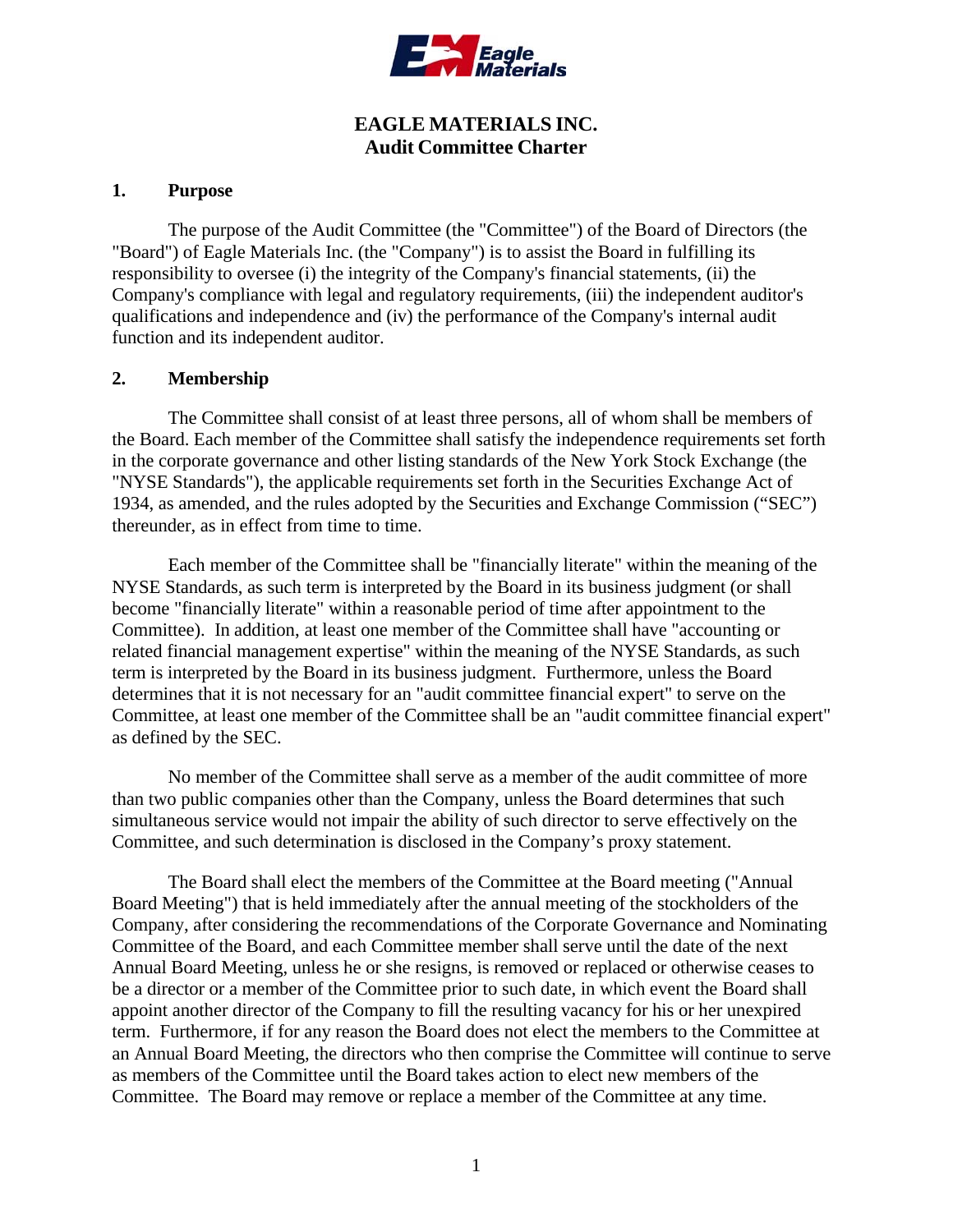# EAGLE MATERIALS INC.
## Audit Committee Charter

### 1. Purpose

The purpose of the Audit Committee (the "Committee") of the Board of Directors (the "Board") of Eagle Materials Inc. (the "Company") is to assist the Board in fulfilling its responsibility to oversee (i) the integrity of the Company's financial statements, (ii) the Company's compliance with legal and regulatory requirements, (iii) the independent auditor's qualifications and independence and (iv) the performance of the Company's internal audit function and its independent auditor.

### 2. Membership

The Committee shall consist of at least three persons, all of whom shall be members of the Board. Each member of the Committee shall satisfy the independence requirements set forth in the corporate governance and other listing standards of the New York Stock Exchange (the "NYSE Standards"), the applicable requirements set forth in the Securities Exchange Act of 1934, as amended, and the rules adopted by the Securities and Exchange Commission ("SEC") thereunder, as in effect from time to time.

Each member of the Committee shall be "financially literate" within the meaning of the NYSE Standards, as such term is interpreted by the Board in its business judgment (or shall become "financially literate" within a reasonable period of time after appointment to the Committee). In addition, at least one member of the Committee shall have "accounting or related financial management expertise" within the meaning of the NYSE Standards, as such term is interpreted by the Board in its business judgment. Furthermore, unless the Board determines that it is not necessary for an "audit committee financial expert" to serve on the Committee, at least one member of the Committee shall be an "audit committee financial expert" as defined by the SEC.

No member of the Committee shall serve as a member of the audit committee of more than two public companies other than the Company, unless the Board determines that such simultaneous service would not impair the ability of such director to serve effectively on the Committee, and such determination is disclosed in the Company's proxy statement.

The Board shall elect the members of the Committee at the Board meeting ("Annual Board Meeting") that is held immediately after the annual meeting of the stockholders of the Company, after considering the recommendations of the Corporate Governance and Nominating Committee of the Board, and each Committee member shall serve until the date of the next Annual Board Meeting, unless he or she resigns, is removed or replaced or otherwise ceases to be a director or a member of the Committee prior to such date, in which event the Board shall appoint another director of the Company to fill the resulting vacancy for his or her unexpired term. Furthermore, if for any reason the Board does not elect the members to the Committee at an Annual Board Meeting, the directors who then comprise the Committee will continue to serve as members of the Committee until the Board takes action to elect new members of the Committee. The Board may remove or replace a member of the Committee at any time.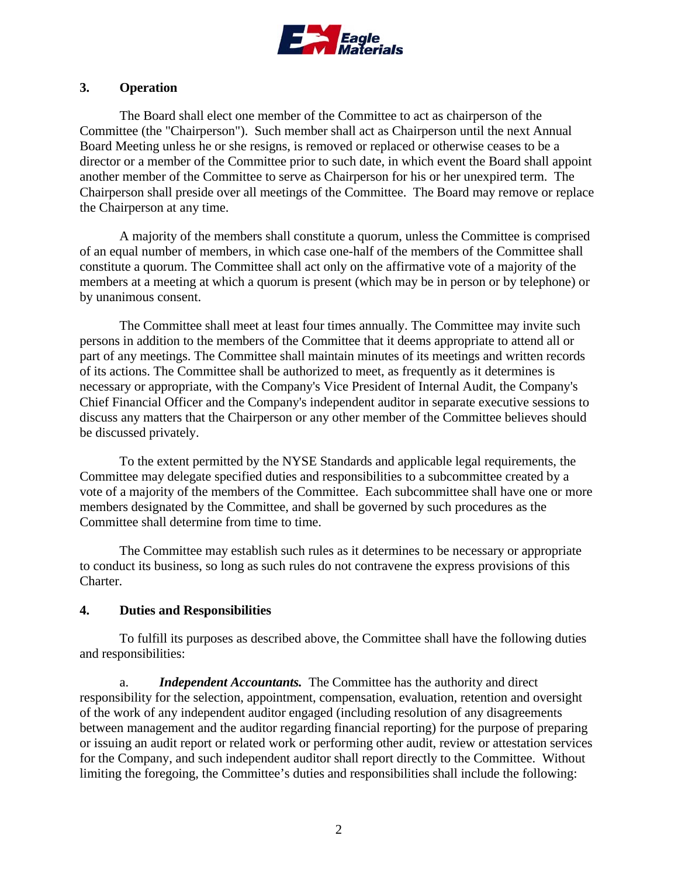## 3. Operation

The Board shall elect one member of the Committee to act as chairperson of the Committee (the "Chairperson"). Such member shall act as Chairperson until the next Annual Board Meeting unless he or she resigns, is removed or replaced or otherwise ceases to be a director or a member of the Committee prior to such date, in which event the Board shall appoint another member of the Committee to serve as Chairperson for his or her unexpired term. The Chairperson shall preside over all meetings of the Committee. The Board may remove or replace the Chairperson at any time.

A majority of the members shall constitute a quorum, unless the Committee is comprised of an equal number of members, in which case one-half of the members of the Committee shall constitute a quorum. The Committee shall act only on the affirmative vote of a majority of the members at a meeting at which a quorum is present (which may be in person or by telephone) or by unanimous consent.

The Committee shall meet at least four times annually. The Committee may invite such persons in addition to the members of the Committee that it deems appropriate to attend all or part of any meetings. The Committee shall maintain minutes of its meetings and written records of its actions. The Committee shall be authorized to meet, as frequently as it determines is necessary or appropriate, with the Company's Vice President of Internal Audit, the Company's Chief Financial Officer and the Company's independent auditor in separate executive sessions to discuss any matters that the Chairperson or any other member of the Committee believes should be discussed privately.

To the extent permitted by the NYSE Standards and applicable legal requirements, the Committee may delegate specified duties and responsibilities to a subcommittee created by a vote of a majority of the members of the Committee. Each subcommittee shall have one or more members designated by the Committee, and shall be governed by such procedures as the Committee shall determine from time to time.

The Committee may establish such rules as it determines to be necessary or appropriate to conduct its business, so long as such rules do not contravene the express provisions of this Charter.

## 4. Duties and Responsibilities

To fulfill its purposes as described above, the Committee shall have the following duties and responsibilities:

a. ***Independent Accountants.*** The Committee has the authority and direct responsibility for the selection, appointment, compensation, evaluation, retention and oversight of the work of any independent auditor engaged (including resolution of any disagreements between management and the auditor regarding financial reporting) for the purpose of preparing or issuing an audit report or related work or performing other audit, review or attestation services for the Company, and such independent auditor shall report directly to the Committee. Without limiting the foregoing, the Committee's duties and responsibilities shall include the following: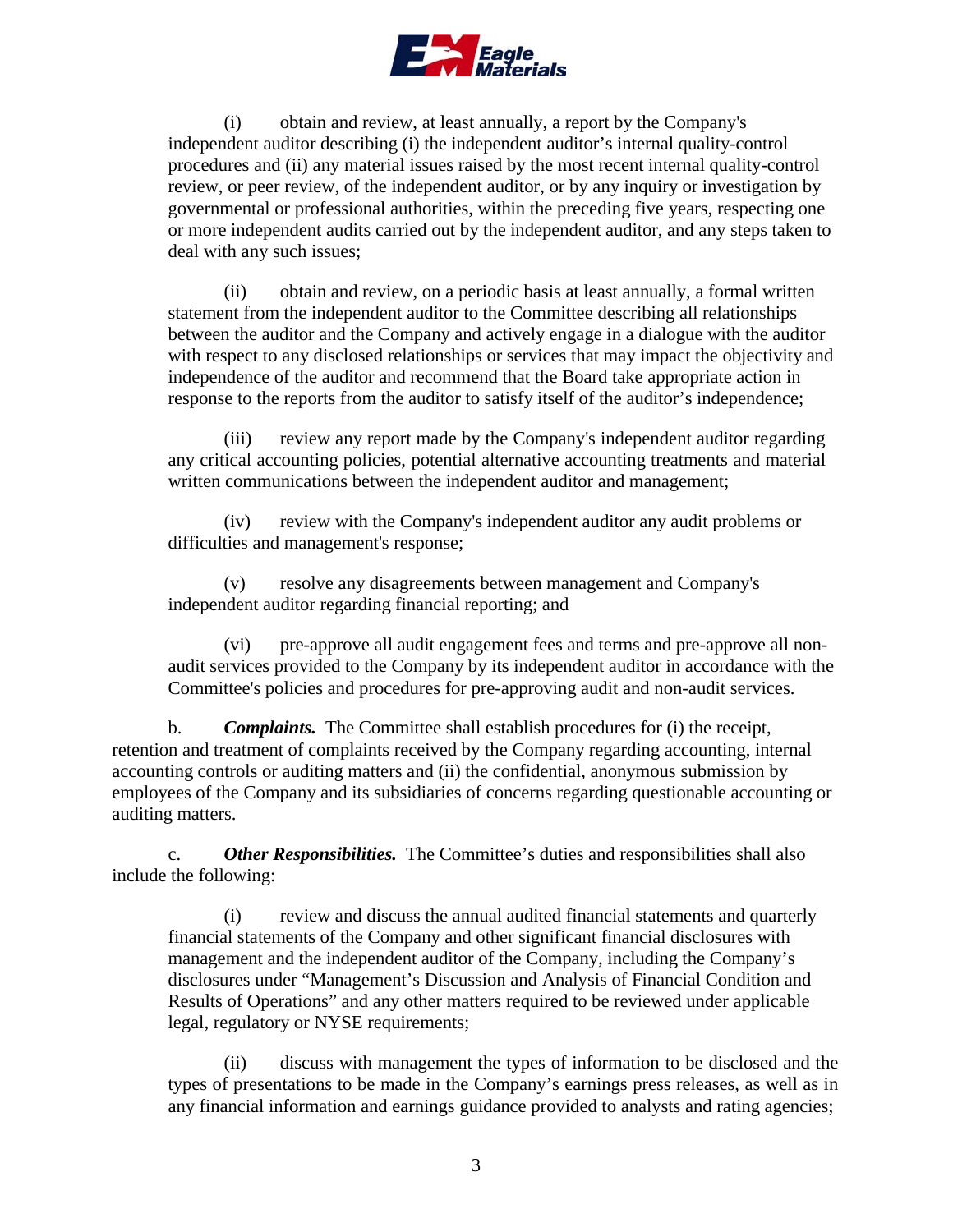(i) obtain and review, at least annually, a report by the Company's independent auditor describing (i) the independent auditor's internal quality-control procedures and (ii) any material issues raised by the most recent internal quality-control review, or peer review, of the independent auditor, or by any inquiry or investigation by governmental or professional authorities, within the preceding five years, respecting one or more independent audits carried out by the independent auditor, and any steps taken to deal with any such issues;

(ii) obtain and review, on a periodic basis at least annually, a formal written statement from the independent auditor to the Committee describing all relationships between the auditor and the Company and actively engage in a dialogue with the auditor with respect to any disclosed relationships or services that may impact the objectivity and independence of the auditor and recommend that the Board take appropriate action in response to the reports from the auditor to satisfy itself of the auditor's independence;

(iii) review any report made by the Company's independent auditor regarding any critical accounting policies, potential alternative accounting treatments and material written communications between the independent auditor and management;

(iv) review with the Company's independent auditor any audit problems or difficulties and management's response;

(v) resolve any disagreements between management and Company's independent auditor regarding financial reporting; and

(vi) pre-approve all audit engagement fees and terms and pre-approve all non-audit services provided to the Company by its independent auditor in accordance with the Committee's policies and procedures for pre-approving audit and non-audit services.

b. ***Complaints.*** The Committee shall establish procedures for (i) the receipt, retention and treatment of complaints received by the Company regarding accounting, internal accounting controls or auditing matters and (ii) the confidential, anonymous submission by employees of the Company and its subsidiaries of concerns regarding questionable accounting or auditing matters.

c. ***Other Responsibilities.*** The Committee's duties and responsibilities shall also include the following:

(i) review and discuss the annual audited financial statements and quarterly financial statements of the Company and other significant financial disclosures with management and the independent auditor of the Company, including the Company's disclosures under "Management's Discussion and Analysis of Financial Condition and Results of Operations" and any other matters required to be reviewed under applicable legal, regulatory or NYSE requirements;

(ii) discuss with management the types of information to be disclosed and the types of presentations to be made in the Company's earnings press releases, as well as in any financial information and earnings guidance provided to analysts and rating agencies;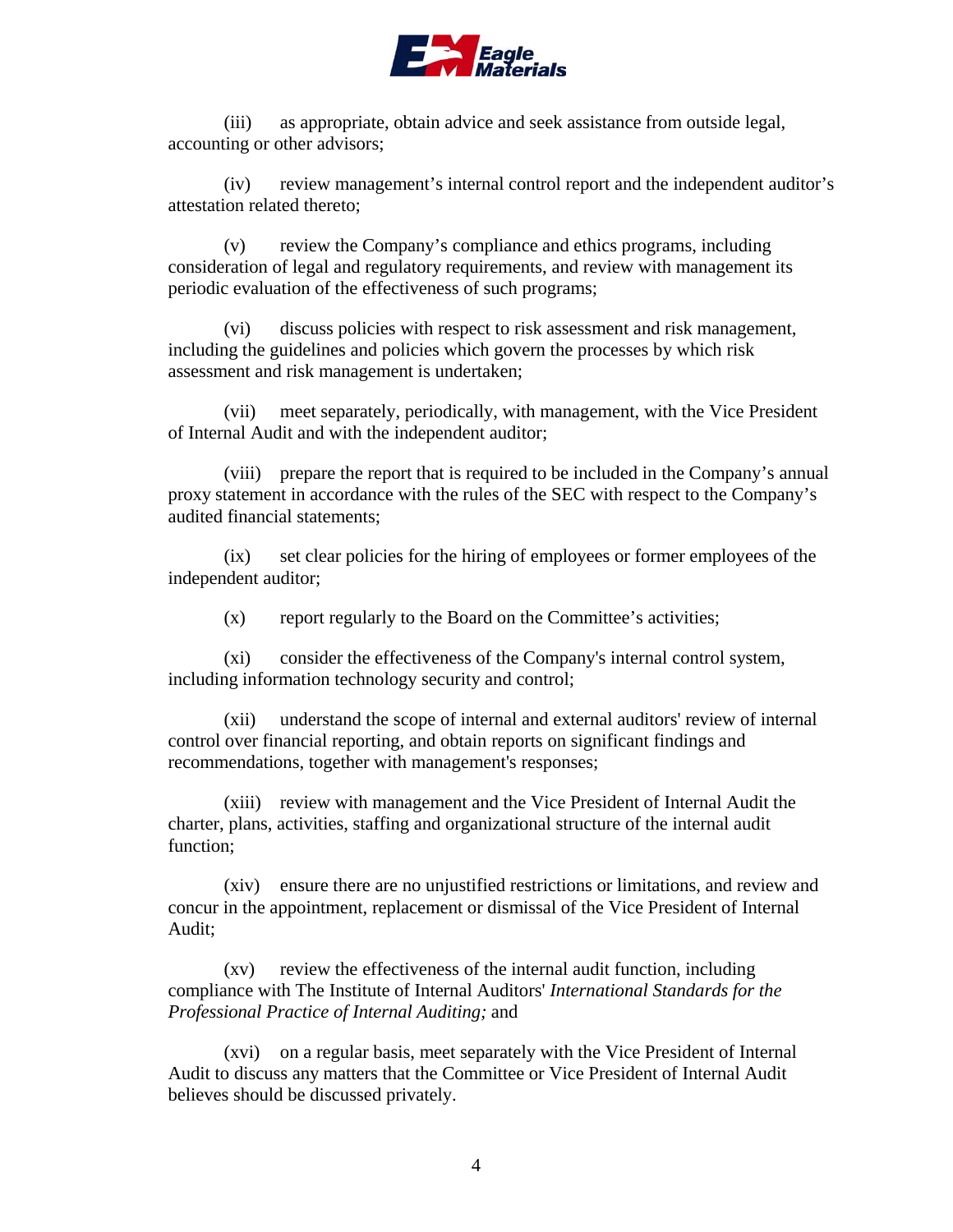(iii) as appropriate, obtain advice and seek assistance from outside legal, accounting or other advisors;

(iv) review management's internal control report and the independent auditor's attestation related thereto;

(v) review the Company's compliance and ethics programs, including consideration of legal and regulatory requirements, and review with management its periodic evaluation of the effectiveness of such programs;

(vi) discuss policies with respect to risk assessment and risk management, including the guidelines and policies which govern the processes by which risk assessment and risk management is undertaken;

(vii) meet separately, periodically, with management, with the Vice President of Internal Audit and with the independent auditor;

(viii) prepare the report that is required to be included in the Company's annual proxy statement in accordance with the rules of the SEC with respect to the Company's audited financial statements;

(ix) set clear policies for the hiring of employees or former employees of the independent auditor;

(x) report regularly to the Board on the Committee's activities;

(xi) consider the effectiveness of the Company's internal control system, including information technology security and control;

(xii) understand the scope of internal and external auditors' review of internal control over financial reporting, and obtain reports on significant findings and recommendations, together with management's responses;

(xiii) review with management and the Vice President of Internal Audit the charter, plans, activities, staffing and organizational structure of the internal audit function;

(xiv) ensure there are no unjustified restrictions or limitations, and review and concur in the appointment, replacement or dismissal of the Vice President of Internal Audit;

(xv) review the effectiveness of the internal audit function, including compliance with The Institute of Internal Auditors' *International Standards for the Professional Practice of Internal Auditing;* and

(xvi) on a regular basis, meet separately with the Vice President of Internal Audit to discuss any matters that the Committee or Vice President of Internal Audit believes should be discussed privately.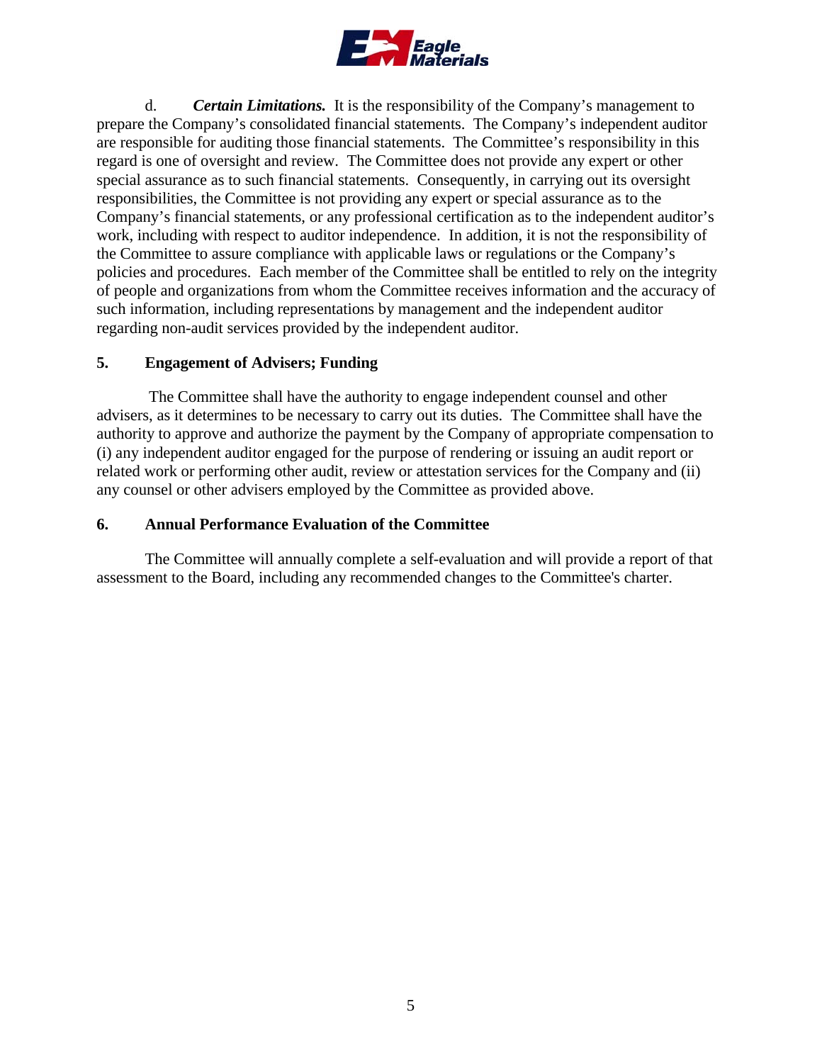d. ***Certain Limitations.*** It is the responsibility of the Company's management to prepare the Company's consolidated financial statements. The Company's independent auditor are responsible for auditing those financial statements. The Committee's responsibility in this regard is one of oversight and review. The Committee does not provide any expert or other special assurance as to such financial statements. Consequently, in carrying out its oversight responsibilities, the Committee is not providing any expert or special assurance as to the Company's financial statements, or any professional certification as to the independent auditor's work, including with respect to auditor independence. In addition, it is not the responsibility of the Committee to assure compliance with applicable laws or regulations or the Company's policies and procedures. Each member of the Committee shall be entitled to rely on the integrity of people and organizations from whom the Committee receives information and the accuracy of such information, including representations by management and the independent auditor regarding non-audit services provided by the independent auditor.

## 5. Engagement of Advisers; Funding

The Committee shall have the authority to engage independent counsel and other advisers, as it determines to be necessary to carry out its duties. The Committee shall have the authority to approve and authorize the payment by the Company of appropriate compensation to (i) any independent auditor engaged for the purpose of rendering or issuing an audit report or related work or performing other audit, review or attestation services for the Company and (ii) any counsel or other advisers employed by the Committee as provided above.

## 6. Annual Performance Evaluation of the Committee

The Committee will annually complete a self-evaluation and will provide a report of that assessment to the Board, including any recommended changes to the Committee's charter.